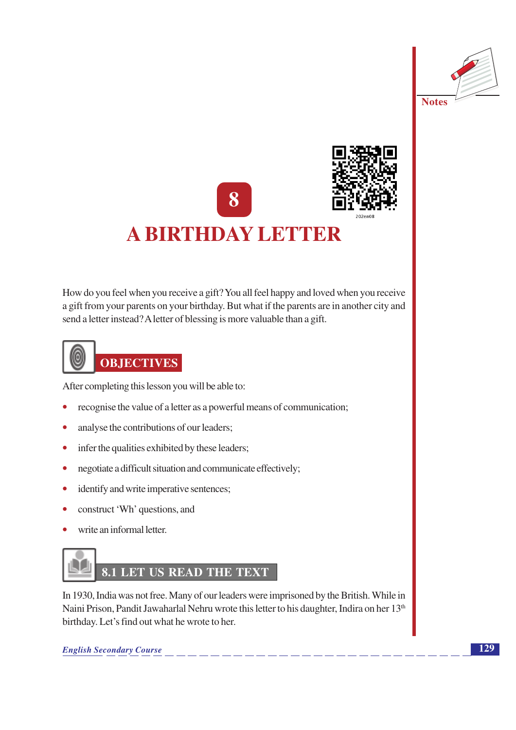# 8

# A BIRTHDAY LETTER

How do you feel when you receive a gift? You all feel happy and loved when you receive a gift from your parents on your birthday. But what if the parents are in another city and send a letter instead? A letter of blessing is more valuable than a gift.

## OBJECTIVES

After completing this lesson you will be able to:

- recognise the value of a letter as a powerful means of communication;
- analyse the contributions of our leaders;
- infer the qualities exhibited by these leaders;
- negotiate a difficult situation and communicate effectively;
- identify and write imperative sentences;
- construct 'Wh' questions, and
- write an informal letter.

## 8.1 LET US READ THE TEXT

In 1930, India was not free. Many of our leaders were imprisoned by the British. While in Naini Prison, Pandit Jawaharlal Nehru wrote this letter to his daughter, Indira on her 13th birthday. Let's find out what he wrote to her.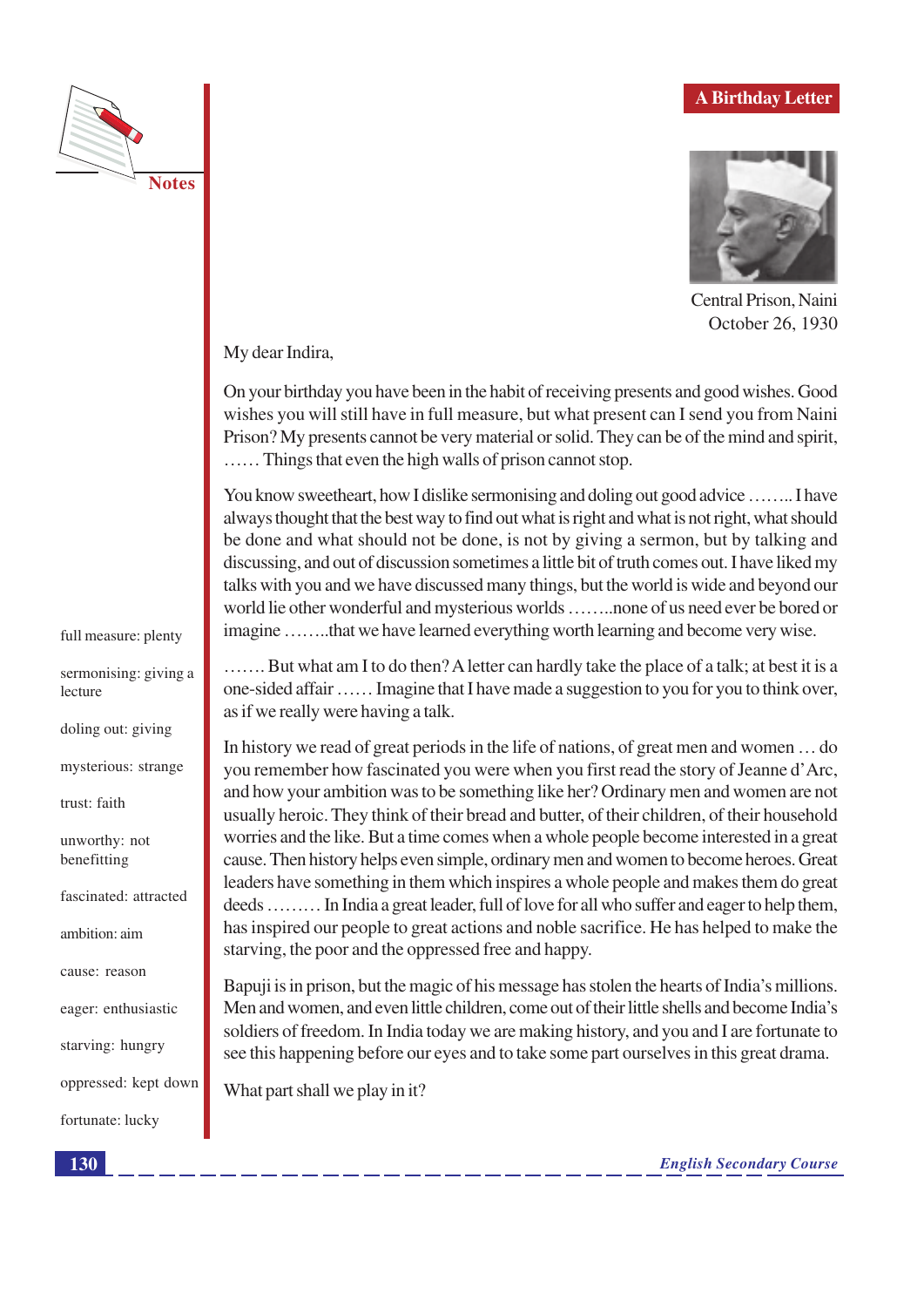Central Prison, Naini
October 26, 1930

My dear Indira,

On your birthday you have been in the habit of receiving presents and good wishes. Good wishes you will still have in full measure, but what present can I send you from Naini Prison? My presents cannot be very material or solid. They can be of the mind and spirit, …… Things that even the high walls of prison cannot stop.

You know sweetheart, how I dislike sermonising and doling out good advice …….. I have always thought that the best way to find out what is right and what is not right, what should be done and what should not be done, is not by giving a sermon, but by talking and discussing, and out of discussion sometimes a little bit of truth comes out. I have liked my talks with you and we have discussed many things, but the world is wide and beyond our world lie other wonderful and mysterious worlds ……..none of us need ever be bored or imagine ……..that we have learned everything worth learning and become very wise.

……. But what am I to do then? A letter can hardly take the place of a talk; at best it is a one-sided affair …… Imagine that I have made a suggestion to you for you to think over, as if we really were having a talk.

In history we read of great periods in the life of nations, of great men and women … do you remember how fascinated you were when you first read the story of Jeanne d'Arc, and how your ambition was to be something like her? Ordinary men and women are not usually heroic. They think of their bread and butter, of their children, of their household worries and the like. But a time comes when a whole people become interested in a great cause. Then history helps even simple, ordinary men and women to become heroes. Great leaders have something in them which inspires a whole people and makes them do great deeds ……… In India a great leader, full of love for all who suffer and eager to help them, has inspired our people to great actions and noble sacrifice. He has helped to make the starving, the poor and the oppressed free and happy.

Bapuji is in prison, but the magic of his message has stolen the hearts of India's millions. Men and women, and even little children, come out of their little shells and become India's soldiers of freedom. In India today we are making history, and you and I are fortunate to see this happening before our eyes and to take some part ourselves in this great drama.

What part shall we play in it?

**Notes**

full measure: plenty

sermonising: giving a lecture

doling out: giving

mysterious: strange

trust: faith

unworthy: not benefitting

fascinated: attracted

ambition: aim

cause: reason

eager: enthusiastic

starving: hungry

oppressed: kept down

fortunate: lucky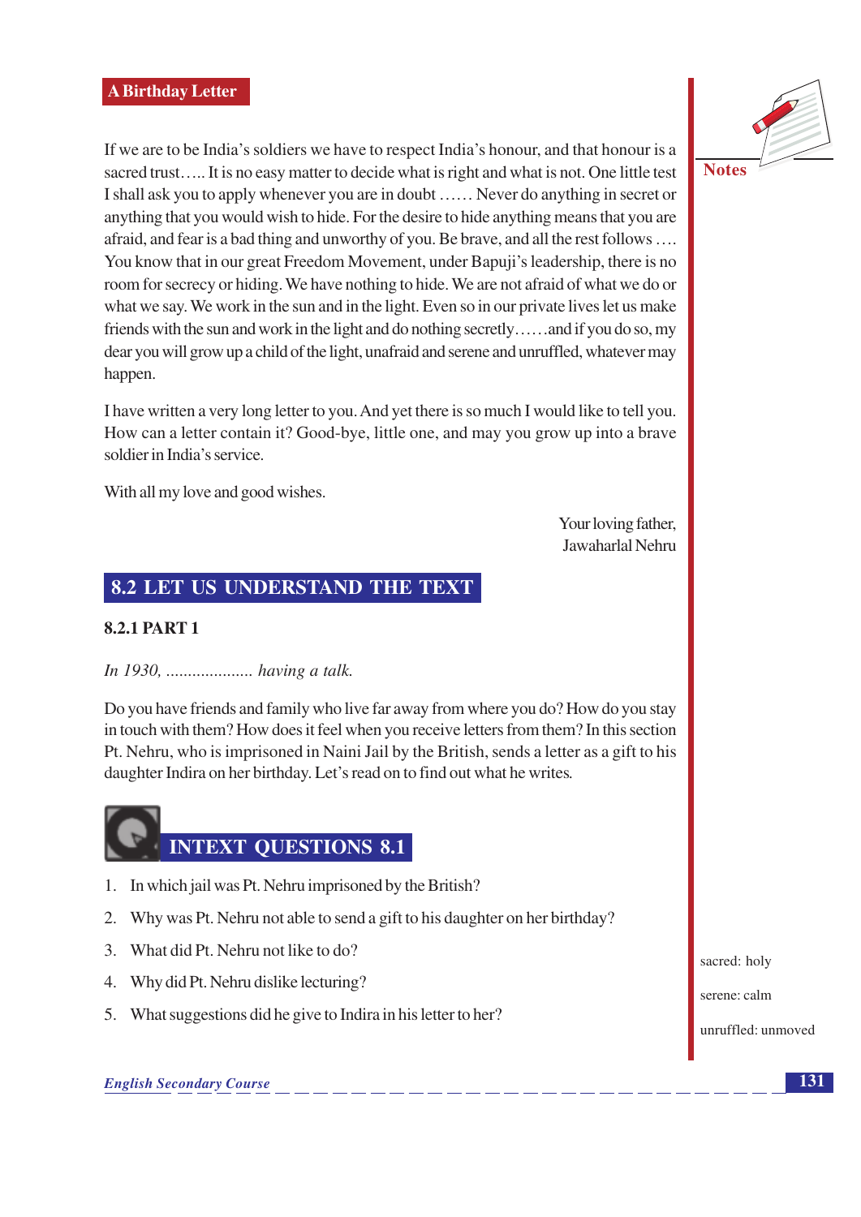If we are to be India's soldiers we have to respect India's honour, and that honour is a sacred trust….. It is no easy matter to decide what is right and what is not. One little test I shall ask you to apply whenever you are in doubt …… Never do anything in secret or anything that you would wish to hide. For the desire to hide anything means that you are afraid, and fear is a bad thing and unworthy of you. Be brave, and all the rest follows …. You know that in our great Freedom Movement, under Bapuji's leadership, there is no room for secrecy or hiding. We have nothing to hide. We are not afraid of what we do or what we say. We work in the sun and in the light. Even so in our private lives let us make friends with the sun and work in the light and do nothing secretly……and if you do so, my dear you will grow up a child of the light, unafraid and serene and unruffled, whatever may happen.

I have written a very long letter to you. And yet there is so much I would like to tell you. How can a letter contain it? Good-bye, little one, and may you grow up into a brave soldier in India's service.

With all my love and good wishes.

Your loving father,
Jawaharlal Nehru

## 8.2 LET US UNDERSTAND THE TEXT

### 8.2.1 PART 1

*In 1930, .................... having a talk.*

Do you have friends and family who live far away from where you do? How do you stay in touch with them? How does it feel when you receive letters from them? In this section Pt. Nehru, who is imprisoned in Naini Jail by the British, sends a letter as a gift to his daughter Indira on her birthday. Let's read on to find out what he writes.

## INTEXT QUESTIONS 8.1

1. In which jail was Pt. Nehru imprisoned by the British?
2. Why was Pt. Nehru not able to send a gift to his daughter on her birthday?
3. What did Pt. Nehru not like to do?
4. Why did Pt. Nehru dislike lecturing?
5. What suggestions did he give to Indira in his letter to her?

sacred: holy

serene: calm

unruffled: unmoved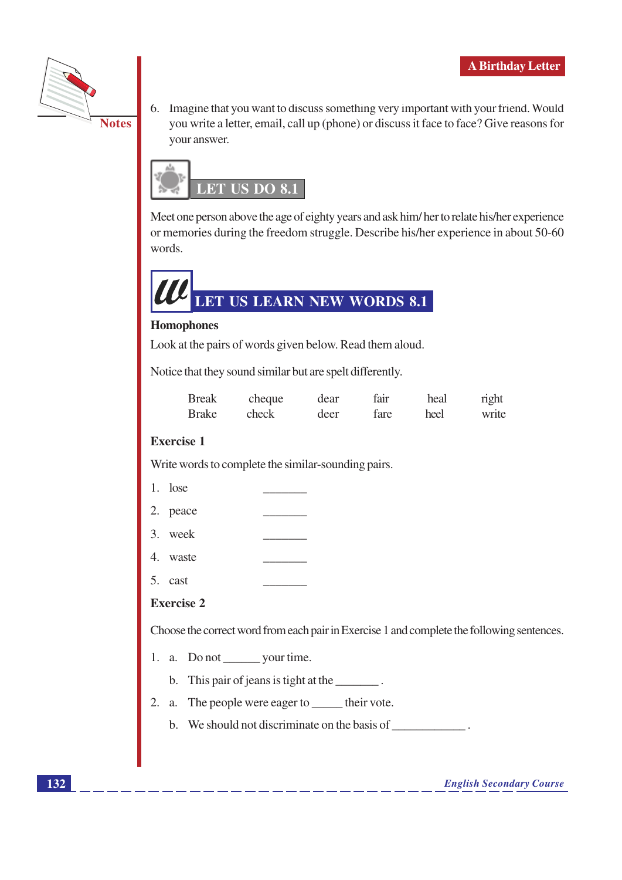6. Imagine that you want to discuss something very important with your friend. Would you write a letter, email, call up (phone) or discuss it face to face? Give reasons for your answer.

## LET US DO 8.1

Meet one person above the age of eighty years and ask him/ her to relate his/her experience or memories during the freedom struggle. Describe his/her experience in about 50-60 words.

## LET US LEARN NEW WORDS 8.1

**Homophones**

Look at the pairs of words given below. Read them aloud.

Notice that they sound similar but are spelt differently.

| Break | cheque | dear | fair | heal | right |
|---|---|---|---|---|---|
| Brake | check | deer | fare | heel | write |

**Exercise 1**

Write words to complete the similar-sounding pairs.

1. lose ________
2. peace ________
3. week ________
4. waste ________
5. cast ________

**Exercise 2**

Choose the correct word from each pair in Exercise 1 and complete the following sentences.

1. a. Do not ______ your time.

   b. This pair of jeans is tight at the _______ .

2. a. The people were eager to _____ their vote.

   b. We should not discriminate on the basis of ____________ .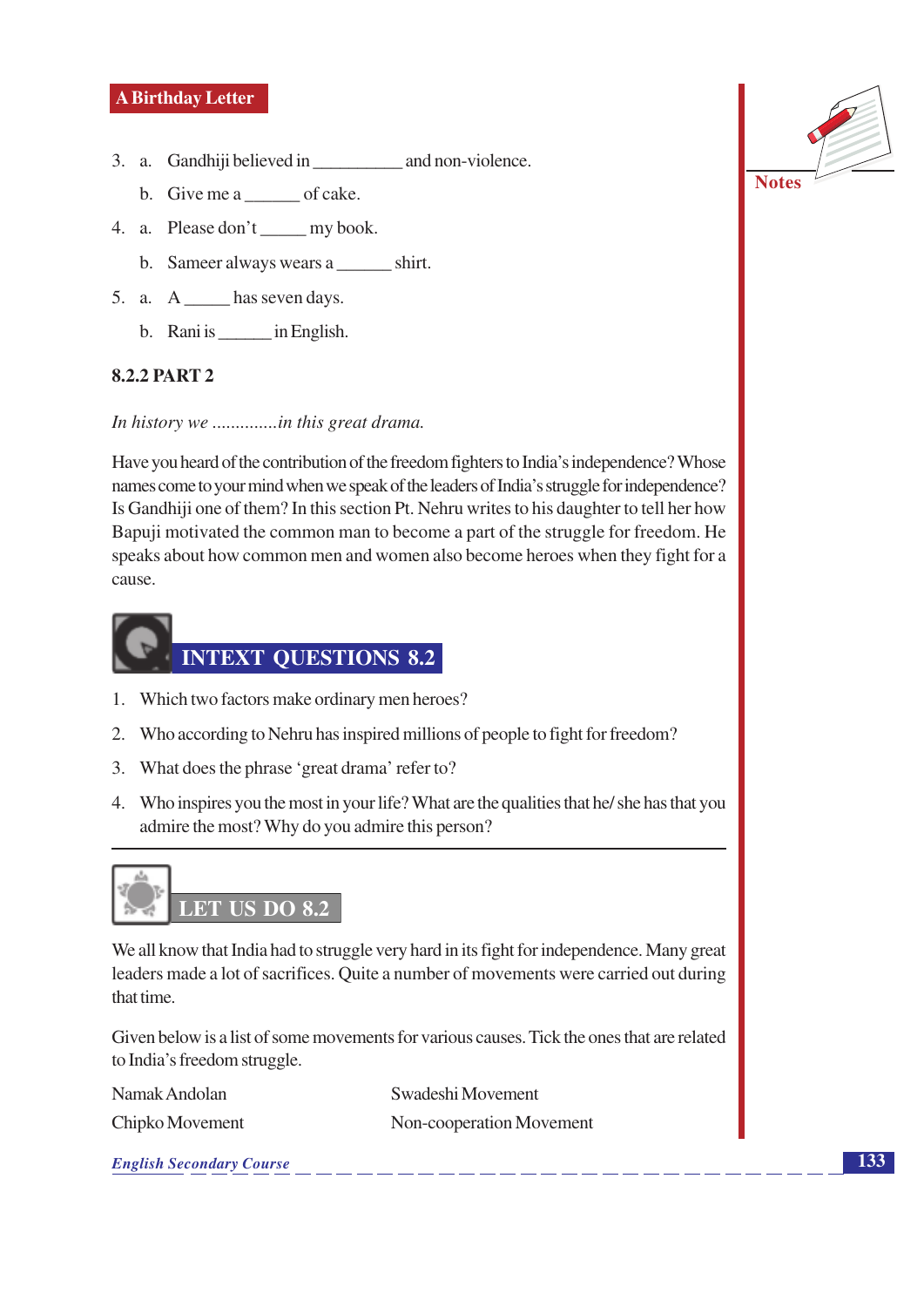3. a. Gandhiji believed in __________ and non-violence.

   b. Give me a ______ of cake.

4. a. Please don't _____ my book.

   b. Sameer always wears a ______ shirt.

5. a. A _____ has seven days.

   b. Rani is ______ in English.

### 8.2.2 PART 2

*In history we .............in this great drama.*

Have you heard of the contribution of the freedom fighters to India's independence? Whose names come to your mind when we speak of the leaders of India's struggle for independence? Is Gandhiji one of them? In this section Pt. Nehru writes to his daughter to tell her how Bapuji motivated the common man to become a part of the struggle for freedom. He speaks about how common men and women also become heroes when they fight for a cause.

## INTEXT QUESTIONS 8.2

1. Which two factors make ordinary men heroes?
2. Who according to Nehru has inspired millions of people to fight for freedom?
3. What does the phrase 'great drama' refer to?
4. Who inspires you the most in your life? What are the qualities that he/ she has that you admire the most? Why do you admire this person?

## LET US DO 8.2

We all know that India had to struggle very hard in its fight for independence. Many great leaders made a lot of sacrifices. Quite a number of movements were carried out during that time.

Given below is a list of some movements for various causes. Tick the ones that are related to India's freedom struggle.

Namak Andolan

Swadeshi Movement

Chipko Movement

Non-cooperation Movement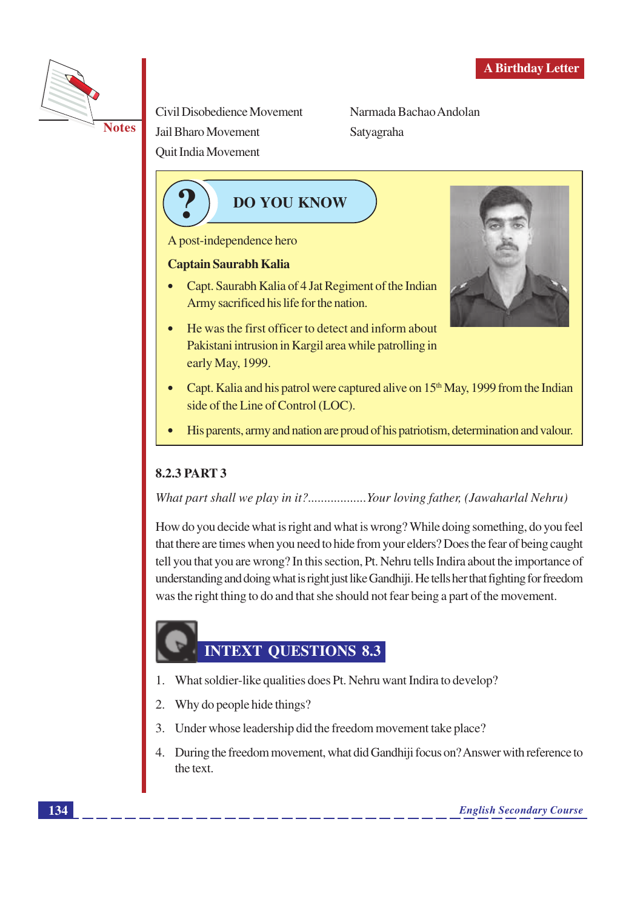Civil Disobedience Movement

Jail Bharo Movement

Quit India Movement

Narmada Bachao Andolan

Satyagraha

## DO YOU KNOW

A post-independence hero

**Captain Saurabh Kalia**

- Capt. Saurabh Kalia of 4 Jat Regiment of the Indian Army sacrificed his life for the nation.
- He was the first officer to detect and inform about Pakistani intrusion in Kargil area while patrolling in early May, 1999.
- Capt. Kalia and his patrol were captured alive on 15th May, 1999 from the Indian side of the Line of Control (LOC).
- His parents, army and nation are proud of his patriotism, determination and valour.

### 8.2.3 PART 3

*What part shall we play in it?..................Your loving father, (Jawaharlal Nehru)*

How do you decide what is right and what is wrong? While doing something, do you feel that there are times when you need to hide from your elders? Does the fear of being caught tell you that you are wrong? In this section, Pt. Nehru tells Indira about the importance of understanding and doing what is right just like Gandhiji. He tells her that fighting for freedom was the right thing to do and that she should not fear being a part of the movement.

## INTEXT QUESTIONS 8.3

1. What soldier-like qualities does Pt. Nehru want Indira to develop?
2. Why do people hide things?
3. Under whose leadership did the freedom movement take place?
4. During the freedom movement, what did Gandhiji focus on? Answer with reference to the text.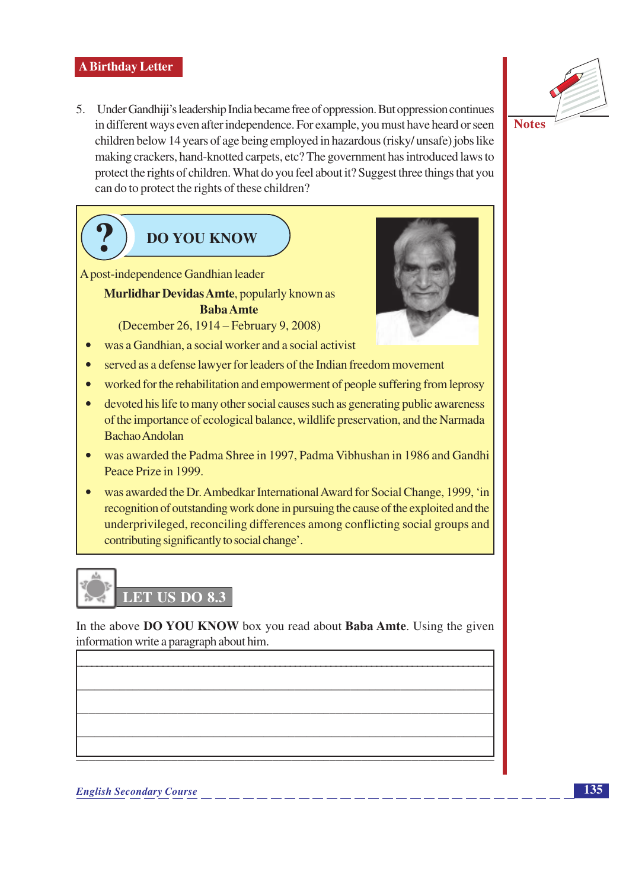5. Under Gandhiji's leadership India became free of oppression. But oppression continues in different ways even after independence. For example, you must have heard or seen children below 14 years of age being employed in hazardous (risky/ unsafe) jobs like making crackers, hand-knotted carpets, etc? The government has introduced laws to protect the rights of children. What do you feel about it? Suggest three things that you can do to protect the rights of these children?

## DO YOU KNOW

A post-independence Gandhian leader

**Murlidhar Devidas Amte**, popularly known as **Baba Amte** (December 26, 1914 – February 9, 2008)

- was a Gandhian, a social worker and a social activist
- served as a defense lawyer for leaders of the Indian freedom movement
- worked for the rehabilitation and empowerment of people suffering from leprosy
- devoted his life to many other social causes such as generating public awareness of the importance of ecological balance, wildlife preservation, and the Narmada Bachao Andolan
- was awarded the Padma Shree in 1997, Padma Vibhushan in 1986 and Gandhi Peace Prize in 1999.
- was awarded the Dr. Ambedkar International Award for Social Change, 1999, 'in recognition of outstanding work done in pursuing the cause of the exploited and the underprivileged, reconciling differences among conflicting social groups and contributing significantly to social change'.

## LET US DO 8.3

In the above **DO YOU KNOW** box you read about **Baba Amte**. Using the given information write a paragraph about him.

_______________________________________________

_______________________________________________

_______________________________________________

_______________________________________________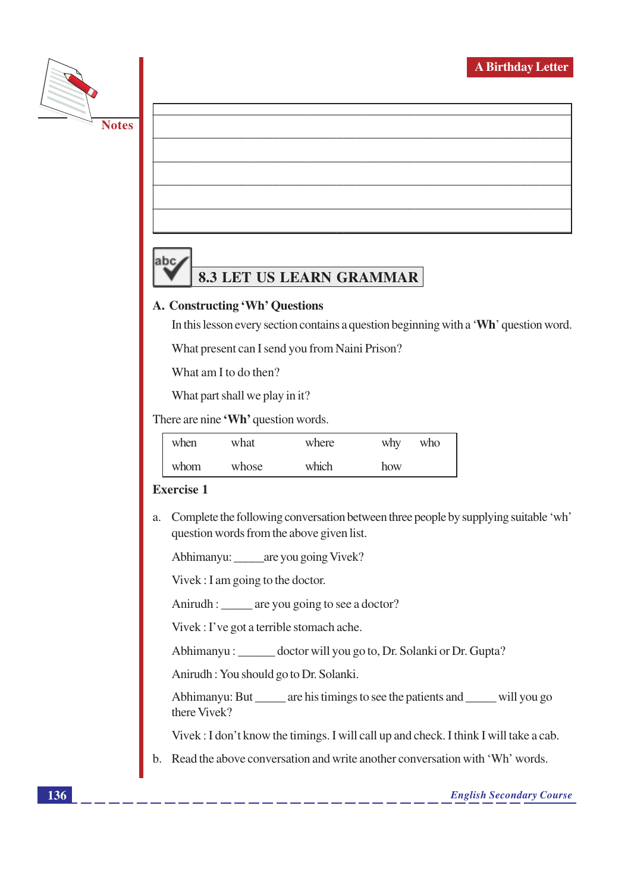## 8.3 LET US LEARN GRAMMAR

### A. Constructing 'Wh' Questions

In this lesson every section contains a question beginning with a '**Wh**' question word.

What present can I send you from Naini Prison?

What am I to do then?

What part shall we play in it?

There are nine **'Wh'** question words.

| when | what | where | why | who |
|---|---|---|---|---|
| whom | whose | which | how | |

**Exercise 1**

a. Complete the following conversation between three people by supplying suitable 'wh' question words from the above given list.

Abhimanyu: _____are you going Vivek?

Vivek : I am going to the doctor.

Anirudh : _____ are you going to see a doctor?

Vivek : I've got a terrible stomach ache.

Abhimanyu : ______ doctor will you go to, Dr. Solanki or Dr. Gupta?

Anirudh : You should go to Dr. Solanki.

Abhimanyu: But _____ are his timings to see the patients and _____ will you go there Vivek?

Vivek : I don't know the timings. I will call up and check. I think I will take a cab.

b. Read the above conversation and write another conversation with 'Wh' words.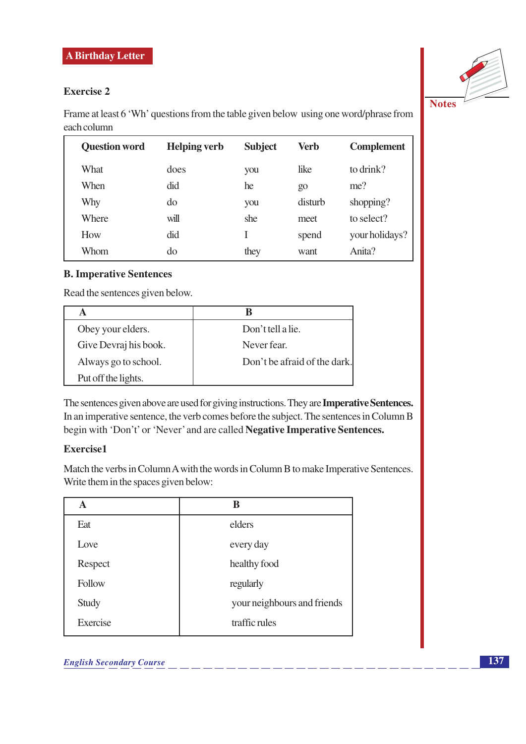### Exercise 2

Frame at least 6 'Wh' questions from the table given below using one word/phrase from each column

| Question word | Helping verb | Subject | Verb | Complement |
|---|---|---|---|---|
| What | does | you | like | to drink? |
| When | did | he | go | me? |
| Why | do | you | disturb | shopping? |
| Where | will | she | meet | to select? |
| How | did | I | spend | your holidays? |
| Whom | do | they | want | Anita? |

## B. Imperative Sentences

Read the sentences given below.

| A | B |
|---|---|
| Obey your elders. | Don't tell a lie. |
| Give Devraj his book. | Never fear. |
| Always go to school. | Don't be afraid of the dark. |
| Put off the lights. | |

The sentences given above are used for giving instructions. They are **Imperative Sentences.** In an imperative sentence, the verb comes before the subject. The sentences in Column B begin with 'Don't' or 'Never' and are called **Negative Imperative Sentences.**

### Exercise1

Match the verbs in Column A with the words in Column B to make Imperative Sentences. Write them in the spaces given below:

| A | B |
|---|---|
| Eat | elders |
| Love | every day |
| Respect | healthy food |
| Follow | regularly |
| Study | your neighbours and friends |
| Exercise | traffic rules |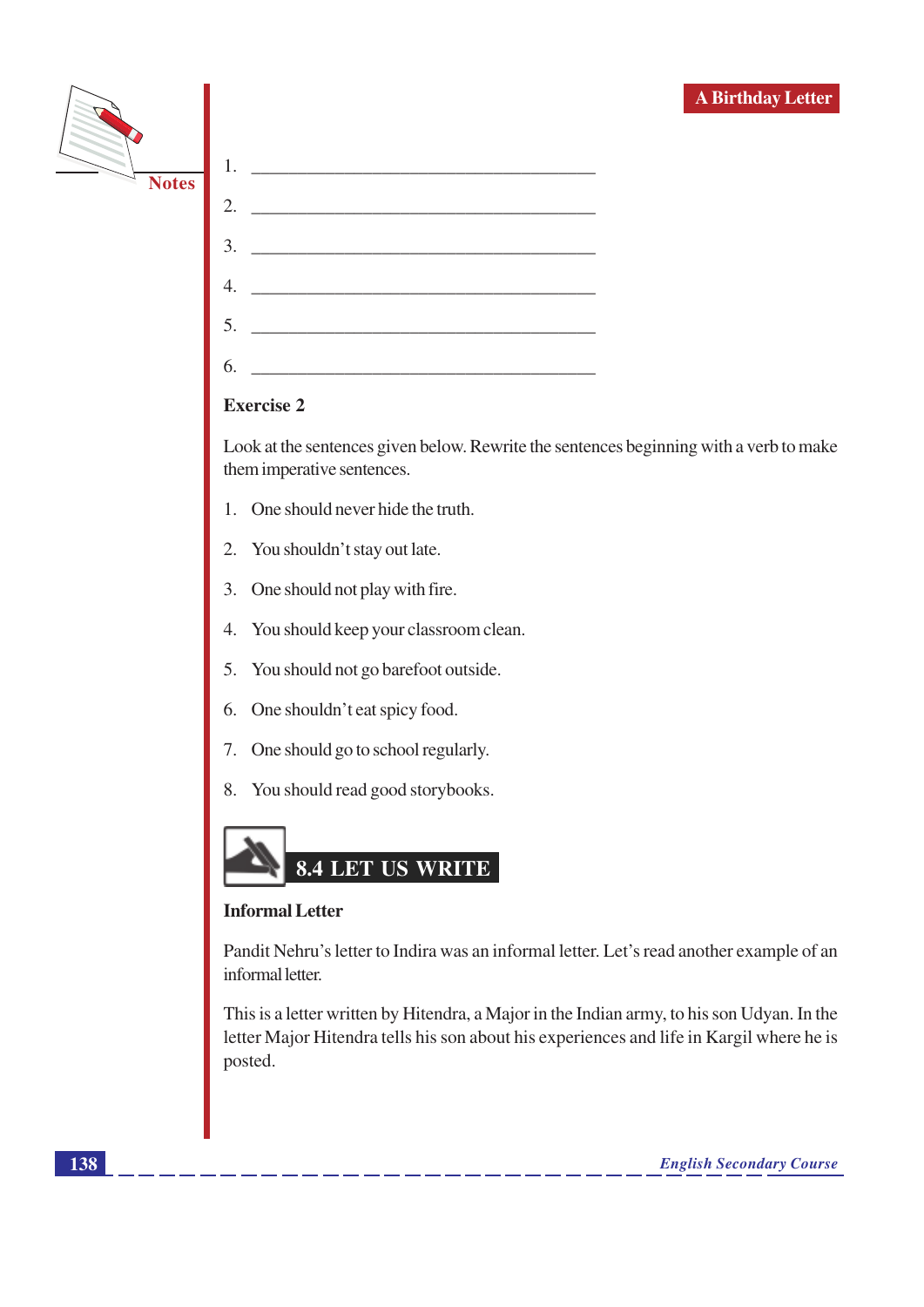1. ________________________________________
2. ________________________________________
3. ________________________________________
4. ________________________________________
5. ________________________________________
6. ________________________________________

**Exercise 2**

Look at the sentences given below. Rewrite the sentences beginning with a verb to make them imperative sentences.

1. One should never hide the truth.
2. You shouldn't stay out late.
3. One should not play with fire.
4. You should keep your classroom clean.
5. You should not go barefoot outside.
6. One shouldn't eat spicy food.
7. One should go to school regularly.
8. You should read good storybooks.

## 8.4 LET US WRITE

**Informal Letter**

Pandit Nehru's letter to Indira was an informal letter. Let's read another example of an informal letter.

This is a letter written by Hitendra, a Major in the Indian army, to his son Udyan. In the letter Major Hitendra tells his son about his experiences and life in Kargil where he is posted.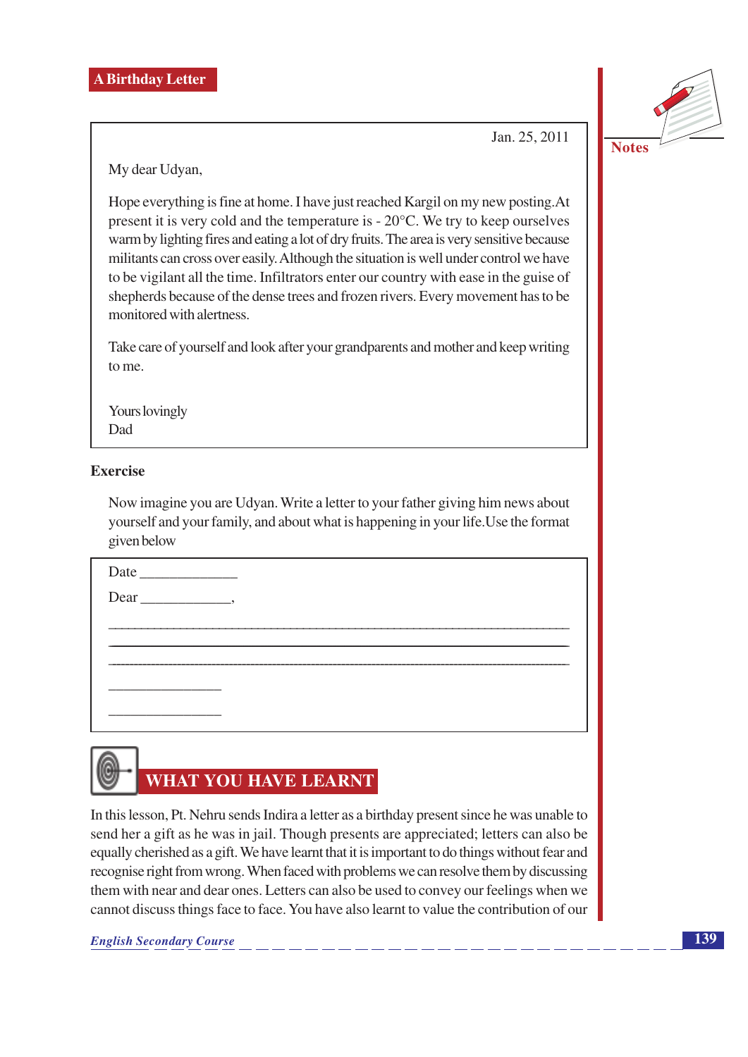## A Birthday Letter

Jan. 25, 2011

My dear Udyan,

Hope everything is fine at home. I have just reached Kargil on my new posting. At present it is very cold and the temperature is - 20°C. We try to keep ourselves warm by lighting fires and eating a lot of dry fruits. The area is very sensitive because militants can cross over easily. Although the situation is well under control we have to be vigilant all the time. Infiltrators enter our country with ease in the guise of shepherds because of the dense trees and frozen rivers. Every movement has to be monitored with alertness.

Take care of yourself and look after your grandparents and mother and keep writing to me.

Yours lovingly
Dad

**Exercise**

Now imagine you are Udyan. Write a letter to your father giving him news about yourself and your family, and about what is happening in your life. Use the format given below

Date _____________

Dear ____________,

______________________________________________________________________________

______________________________________________________________________________

______________________________________________________________________________

_______________

_______________

## WHAT YOU HAVE LEARNT

In this lesson, Pt. Nehru sends Indira a letter as a birthday present since he was unable to send her a gift as he was in jail. Though presents are appreciated; letters can also be equally cherished as a gift. We have learnt that it is important to do things without fear and recognise right from wrong. When faced with problems we can resolve them by discussing them with near and dear ones. Letters can also be used to convey our feelings when we cannot discuss things face to face. You have also learnt to value the contribution of our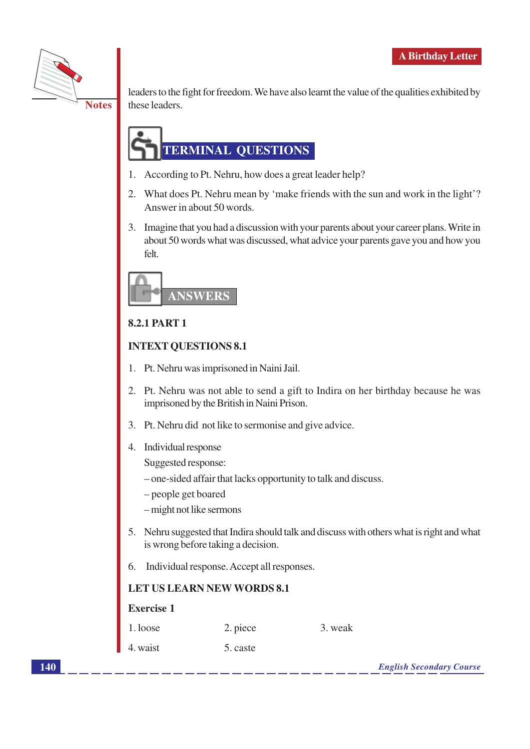leaders to the fight for freedom. We have also learnt the value of the qualities exhibited by these leaders.

## TERMINAL QUESTIONS

1. According to Pt. Nehru, how does a great leader help?
2. What does Pt. Nehru mean by 'make friends with the sun and work in the light'? Answer in about 50 words.
3. Imagine that you had a discussion with your parents about your career plans. Write in about 50 words what was discussed, what advice your parents gave you and how you felt.

## ANSWERS

**8.2.1 PART 1**

**INTEXT QUESTIONS 8.1**

1. Pt. Nehru was imprisoned in Naini Jail.
2. Pt. Nehru was not able to send a gift to Indira on her birthday because he was imprisoned by the British in Naini Prison.
3. Pt. Nehru did not like to sermonise and give advice.
4. Individual response

   Suggested response:

   – one-sided affair that lacks opportunity to talk and discuss.

   – people get boared

   – might not like sermons
5. Nehru suggested that Indira should talk and discuss with others what is right and what is wrong before taking a decision.
6. Individual response. Accept all responses.

**LET US LEARN NEW WORDS 8.1**

**Exercise 1**

1. loose   2. piece   3. weak

4. waist   5. caste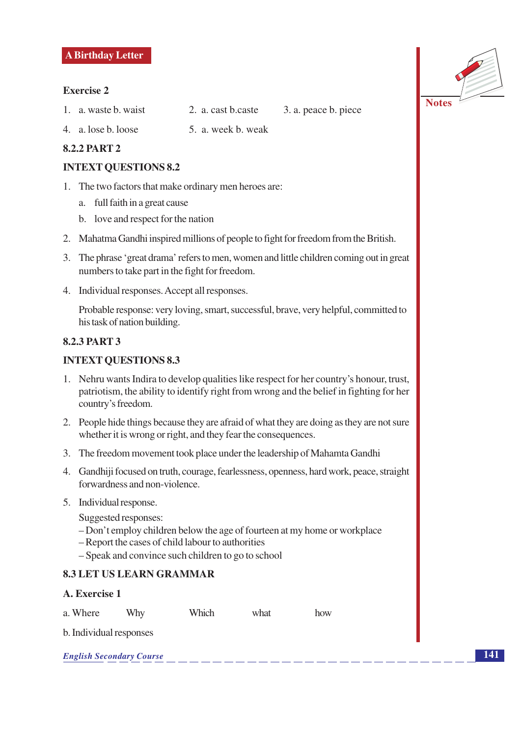**Exercise 2**

1. a. waste b. waist
2. a. cast b.caste
3. a. peace b. piece
4. a. lose b. loose
5. a. week b. weak

### 8.2.2 PART 2

### INTEXT QUESTIONS 8.2

1. The two factors that make ordinary men heroes are:
   a. full faith in a great cause
   b. love and respect for the nation
2. Mahatma Gandhi inspired millions of people to fight for freedom from the British.
3. The phrase 'great drama' refers to men, women and little children coming out in great numbers to take part in the fight for freedom.
4. Individual responses. Accept all responses.

   Probable response: very loving, smart, successful, brave, very helpful, committed to his task of nation building.

### 8.2.3 PART 3

### INTEXT QUESTIONS 8.3

1. Nehru wants Indira to develop qualities like respect for her country's honour, trust, patriotism, the ability to identify right from wrong and the belief in fighting for her country's freedom.
2. People hide things because they are afraid of what they are doing as they are not sure whether it is wrong or right, and they fear the consequences.
3. The freedom movement took place under the leadership of Mahamta Gandhi
4. Gandhiji focused on truth, courage, fearlessness, openness, hard work, peace, straight forwardness and non-violence.
5. Individual response.

   Suggested responses:
   – Don't employ children below the age of fourteen at my home or workplace
   – Report the cases of child labour to authorities
   – Speak and convince such children to go to school

## 8.3 LET US LEARN GRAMMAR

**A. Exercise 1**

a. Where Why Which what how

b. Individual responses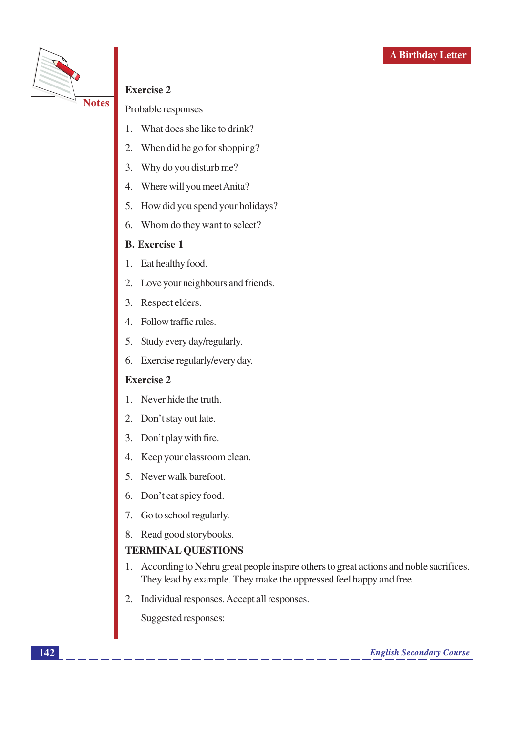**Exercise 2**

Probable responses

1. What does she like to drink?
2. When did he go for shopping?
3. Why do you disturb me?
4. Where will you meet Anita?
5. How did you spend your holidays?
6. Whom do they want to select?

**B. Exercise 1**

1. Eat healthy food.
2. Love your neighbours and friends.
3. Respect elders.
4. Follow traffic rules.
5. Study every day/regularly.
6. Exercise regularly/every day.

**Exercise 2**

1. Never hide the truth.
2. Don't stay out late.
3. Don't play with fire.
4. Keep your classroom clean.
5. Never walk barefoot.
6. Don't eat spicy food.
7. Go to school regularly.
8. Read good storybooks.

**TERMINAL QUESTIONS**

1. According to Nehru great people inspire others to great actions and noble sacrifices. They lead by example. They make the oppressed feel happy and free.
2. Individual responses. Accept all responses.

   Suggested responses: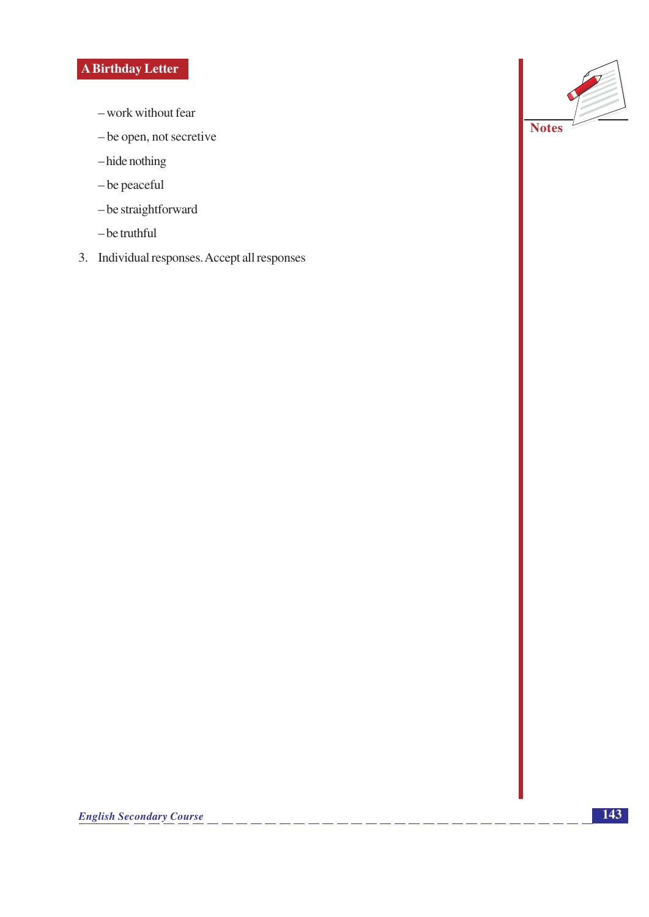– work without fear

– be open, not secretive

– hide nothing

– be peaceful

– be straightforward

– be truthful

3. Individual responses. Accept all responses